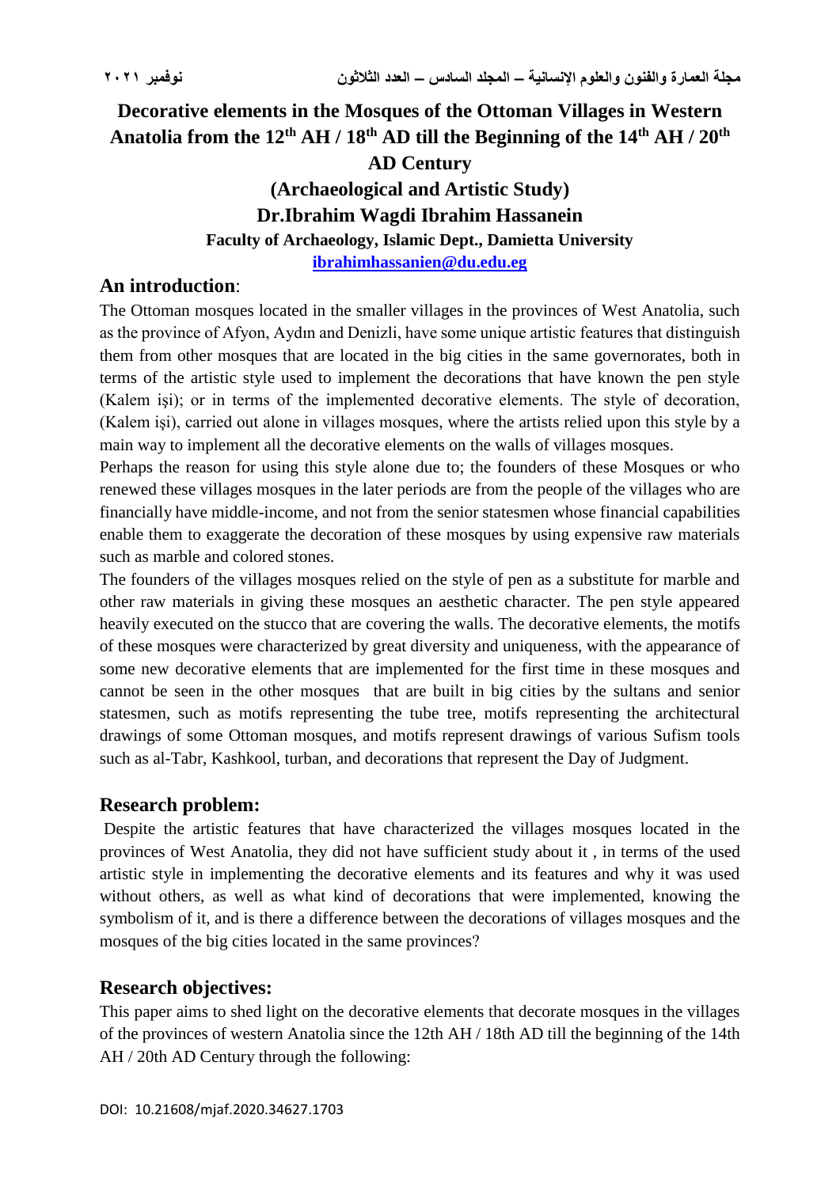# Decorative elements in the Mosques of the Ottoman Villages in Western Anatolia from the 12th AH / 18th AD till the Beginning of the 14th AH / 20th AD Century

## (Archaeological and Artistic Study)

**Dr.Ibrahim Wagdi Ibrahim Hassanein**

**Faculty of Archaeology, Islamic Dept., Damietta University**

**ibrahimhassanien@du.edu.eg**

## An introduction:

The Ottoman mosques located in the smaller villages in the provinces of West Anatolia, such as the province of Afyon, Aydın and Denizli, have some unique artistic features that distinguish them from other mosques that are located in the big cities in the same governorates, both in terms of the artistic style used to implement the decorations that have known the pen style (Kalem işi); or in terms of the implemented decorative elements. The style of decoration, (Kalem işi), carried out alone in villages mosques, where the artists relied upon this style by a main way to implement all the decorative elements on the walls of villages mosques.

Perhaps the reason for using this style alone due to; the founders of these Mosques or who renewed these villages mosques in the later periods are from the people of the villages who are financially have middle-income, and not from the senior statesmen whose financial capabilities enable them to exaggerate the decoration of these mosques by using expensive raw materials such as marble and colored stones.

The founders of the villages mosques relied on the style of pen as a substitute for marble and other raw materials in giving these mosques an aesthetic character. The pen style appeared heavily executed on the stucco that are covering the walls. The decorative elements, the motifs of these mosques were characterized by great diversity and uniqueness, with the appearance of some new decorative elements that are implemented for the first time in these mosques and cannot be seen in the other mosques that are built in big cities by the sultans and senior statesmen, such as motifs representing the tube tree, motifs representing the architectural drawings of some Ottoman mosques, and motifs represent drawings of various Sufism tools such as al-Tabr, Kashkool, turban, and decorations that represent the Day of Judgment.

## Research problem:

Despite the artistic features that have characterized the villages mosques located in the provinces of West Anatolia, they did not have sufficient study about it , in terms of the used artistic style in implementing the decorative elements and its features and why it was used without others, as well as what kind of decorations that were implemented, knowing the symbolism of it, and is there a difference between the decorations of villages mosques and the mosques of the big cities located in the same provinces?

## Research objectives:

This paper aims to shed light on the decorative elements that decorate mosques in the villages of the provinces of western Anatolia since the 12th AH / 18th AD till the beginning of the 14th AH / 20th AD Century through the following:

DOI: 10.21608/mjaf.2020.34627.1703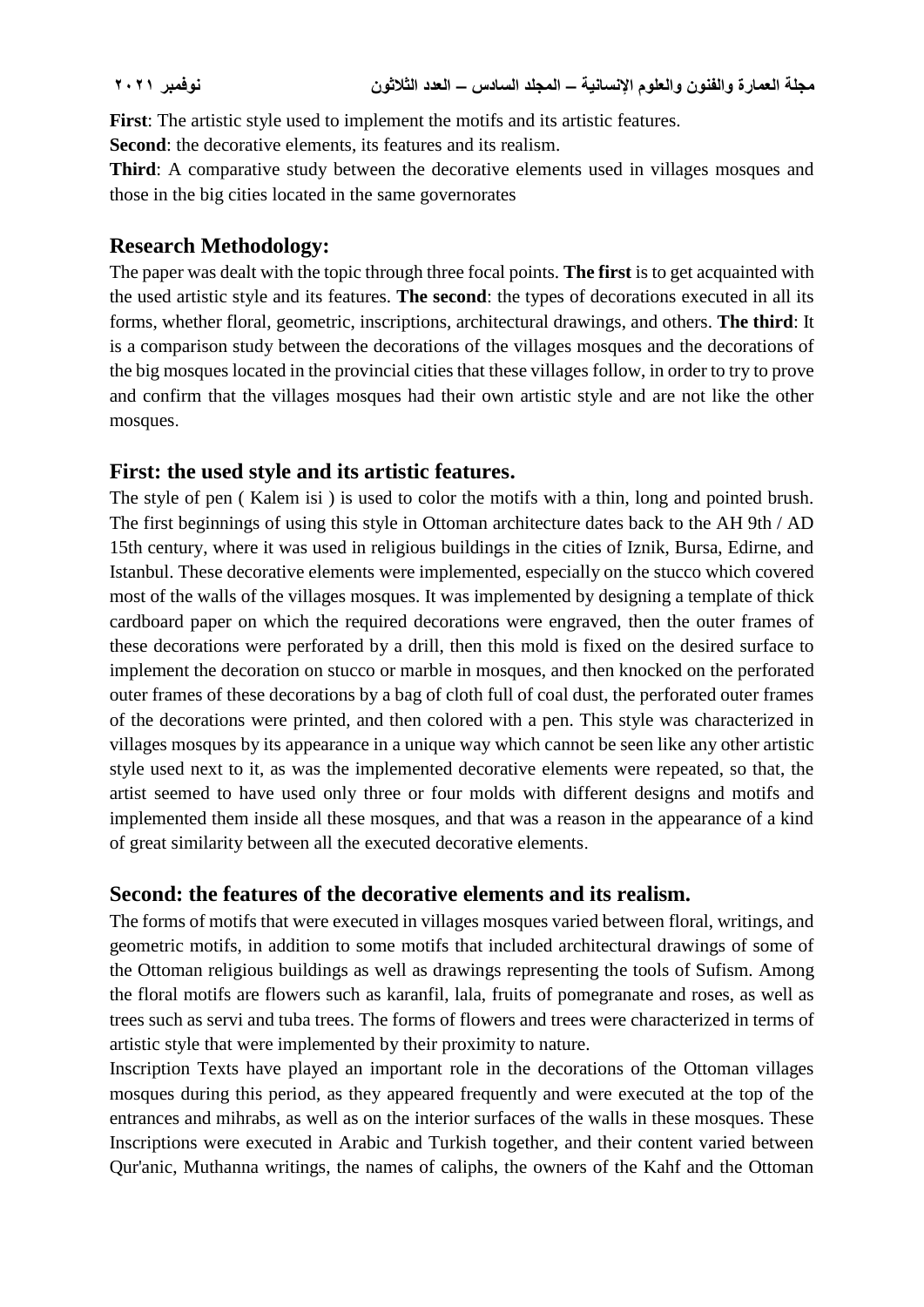**First**: The artistic style used to implement the motifs and its artistic features.

**Second**: the decorative elements, its features and its realism.

**Third**: A comparative study between the decorative elements used in villages mosques and those in the big cities located in the same governorates

## Research Methodology:

The paper was dealt with the topic through three focal points. **The first** is to get acquainted with the used artistic style and its features. **The second**: the types of decorations executed in all its forms, whether floral, geometric, inscriptions, architectural drawings, and others. **The third**: It is a comparison study between the decorations of the villages mosques and the decorations of the big mosques located in the provincial cities that these villages follow, in order to try to prove and confirm that the villages mosques had their own artistic style and are not like the other mosques.

## First: the used style and its artistic features.

The style of pen ( Kalem isi ) is used to color the motifs with a thin, long and pointed brush. The first beginnings of using this style in Ottoman architecture dates back to the AH 9th / AD 15th century, where it was used in religious buildings in the cities of Iznik, Bursa, Edirne, and Istanbul. These decorative elements were implemented, especially on the stucco which covered most of the walls of the villages mosques. It was implemented by designing a template of thick cardboard paper on which the required decorations were engraved, then the outer frames of these decorations were perforated by a drill, then this mold is fixed on the desired surface to implement the decoration on stucco or marble in mosques, and then knocked on the perforated outer frames of these decorations by a bag of cloth full of coal dust, the perforated outer frames of the decorations were printed, and then colored with a pen. This style was characterized in villages mosques by its appearance in a unique way which cannot be seen like any other artistic style used next to it, as was the implemented decorative elements were repeated, so that, the artist seemed to have used only three or four molds with different designs and motifs and implemented them inside all these mosques, and that was a reason in the appearance of a kind of great similarity between all the executed decorative elements.

## Second: the features of the decorative elements and its realism.

The forms of motifs that were executed in villages mosques varied between floral, writings, and geometric motifs, in addition to some motifs that included architectural drawings of some of the Ottoman religious buildings as well as drawings representing the tools of Sufism. Among the floral motifs are flowers such as karanfil, lala, fruits of pomegranate and roses, as well as trees such as servi and tuba trees. The forms of flowers and trees were characterized in terms of artistic style that were implemented by their proximity to nature.

Inscription Texts have played an important role in the decorations of the Ottoman villages mosques during this period, as they appeared frequently and were executed at the top of the entrances and mihrabs, as well as on the interior surfaces of the walls in these mosques. These Inscriptions were executed in Arabic and Turkish together, and their content varied between Qur'anic, Muthanna writings, the names of caliphs, the owners of the Kahf and the Ottoman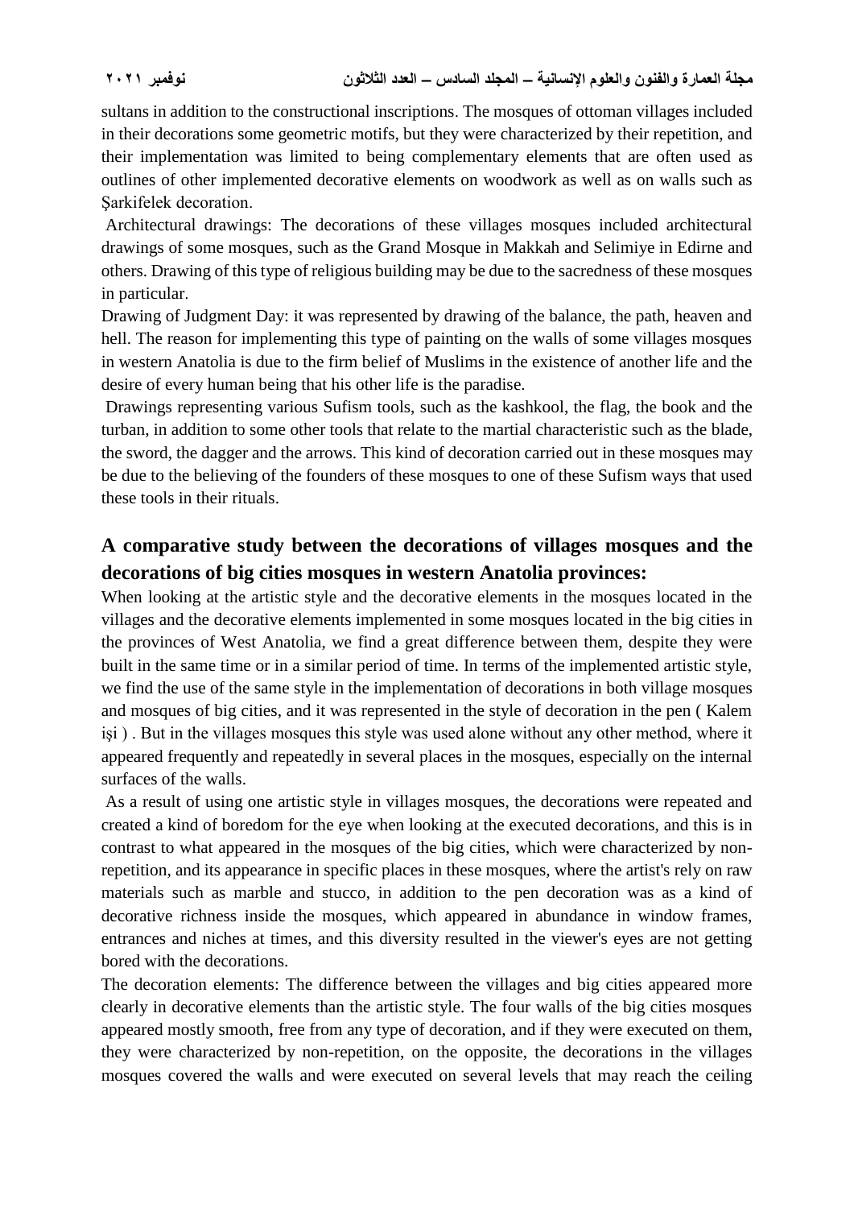sultans in addition to the constructional inscriptions. The mosques of ottoman villages included in their decorations some geometric motifs, but they were characterized by their repetition, and their implementation was limited to being complementary elements that are often used as outlines of other implemented decorative elements on woodwork as well as on walls such as Şarkifelek decoration.

Architectural drawings: The decorations of these villages mosques included architectural drawings of some mosques, such as the Grand Mosque in Makkah and Selimiye in Edirne and others. Drawing of this type of religious building may be due to the sacredness of these mosques in particular.

Drawing of Judgment Day: it was represented by drawing of the balance, the path, heaven and hell. The reason for implementing this type of painting on the walls of some villages mosques in western Anatolia is due to the firm belief of Muslims in the existence of another life and the desire of every human being that his other life is the paradise.

Drawings representing various Sufism tools, such as the kashkool, the flag, the book and the turban, in addition to some other tools that relate to the martial characteristic such as the blade, the sword, the dagger and the arrows. This kind of decoration carried out in these mosques may be due to the believing of the founders of these mosques to one of these Sufism ways that used these tools in their rituals.

## A comparative study between the decorations of villages mosques and the decorations of big cities mosques in western Anatolia provinces:

When looking at the artistic style and the decorative elements in the mosques located in the villages and the decorative elements implemented in some mosques located in the big cities in the provinces of West Anatolia, we find a great difference between them, despite they were built in the same time or in a similar period of time. In terms of the implemented artistic style, we find the use of the same style in the implementation of decorations in both village mosques and mosques of big cities, and it was represented in the style of decoration in the pen ( Kalem işi ) . But in the villages mosques this style was used alone without any other method, where it appeared frequently and repeatedly in several places in the mosques, especially on the internal surfaces of the walls.

As a result of using one artistic style in villages mosques, the decorations were repeated and created a kind of boredom for the eye when looking at the executed decorations, and this is in contrast to what appeared in the mosques of the big cities, which were characterized by non-repetition, and its appearance in specific places in these mosques, where the artist's rely on raw materials such as marble and stucco, in addition to the pen decoration was as a kind of decorative richness inside the mosques, which appeared in abundance in window frames, entrances and niches at times, and this diversity resulted in the viewer's eyes are not getting bored with the decorations.

The decoration elements: The difference between the villages and big cities appeared more clearly in decorative elements than the artistic style. The four walls of the big cities mosques appeared mostly smooth, free from any type of decoration, and if they were executed on them, they were characterized by non-repetition, on the opposite, the decorations in the villages mosques covered the walls and were executed on several levels that may reach the ceiling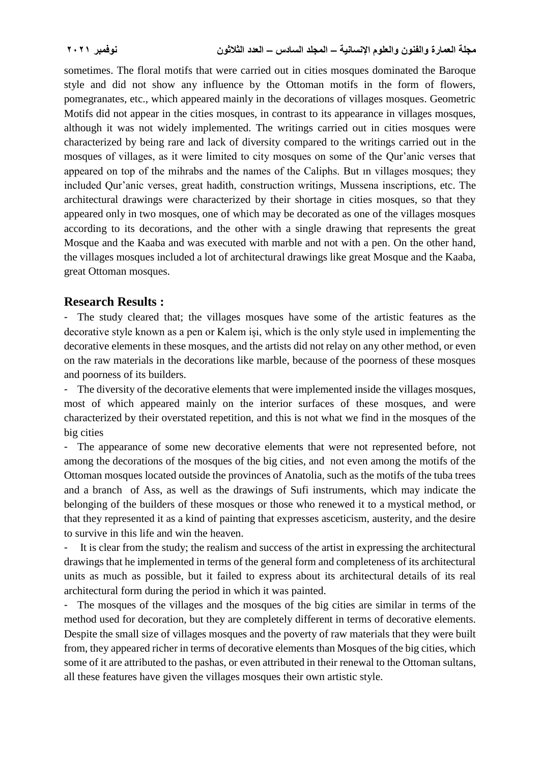sometimes. The floral motifs that were carried out in cities mosques dominated the Baroque style and did not show any influence by the Ottoman motifs in the form of flowers, pomegranates, etc., which appeared mainly in the decorations of villages mosques. Geometric Motifs did not appear in the cities mosques, in contrast to its appearance in villages mosques, although it was not widely implemented. The writings carried out in cities mosques were characterized by being rare and lack of diversity compared to the writings carried out in the mosques of villages, as it were limited to city mosques on some of the Qur'anic verses that appeared on top of the mihrabs and the names of the Caliphs. But ın villages mosques; they included Qur'anic verses, great hadith, construction writings, Mussena inscriptions, etc. The architectural drawings were characterized by their shortage in cities mosques, so that they appeared only in two mosques, one of which may be decorated as one of the villages mosques according to its decorations, and the other with a single drawing that represents the great Mosque and the Kaaba and was executed with marble and not with a pen. On the other hand, the villages mosques included a lot of architectural drawings like great Mosque and the Kaaba, great Ottoman mosques.

## Research Results :

- The study cleared that; the villages mosques have some of the artistic features as the decorative style known as a pen or Kalem işi, which is the only style used in implementing the decorative elements in these mosques, and the artists did not relay on any other method, or even on the raw materials in the decorations like marble, because of the poorness of these mosques and poorness of its builders.
- The diversity of the decorative elements that were implemented inside the villages mosques, most of which appeared mainly on the interior surfaces of these mosques, and were characterized by their overstated repetition, and this is not what we find in the mosques of the big cities
- The appearance of some new decorative elements that were not represented before, not among the decorations of the mosques of the big cities, and not even among the motifs of the Ottoman mosques located outside the provinces of Anatolia, such as the motifs of the tuba trees and a branch of Ass, as well as the drawings of Sufi instruments, which may indicate the belonging of the builders of these mosques or those who renewed it to a mystical method, or that they represented it as a kind of painting that expresses asceticism, austerity, and the desire to survive in this life and win the heaven.
- It is clear from the study; the realism and success of the artist in expressing the architectural drawings that he implemented in terms of the general form and completeness of its architectural units as much as possible, but it failed to express about its architectural details of its real architectural form during the period in which it was painted.
- The mosques of the villages and the mosques of the big cities are similar in terms of the method used for decoration, but they are completely different in terms of decorative elements. Despite the small size of villages mosques and the poverty of raw materials that they were built from, they appeared richer in terms of decorative elements than Mosques of the big cities, which some of it are attributed to the pashas, or even attributed in their renewal to the Ottoman sultans, all these features have given the villages mosques their own artistic style.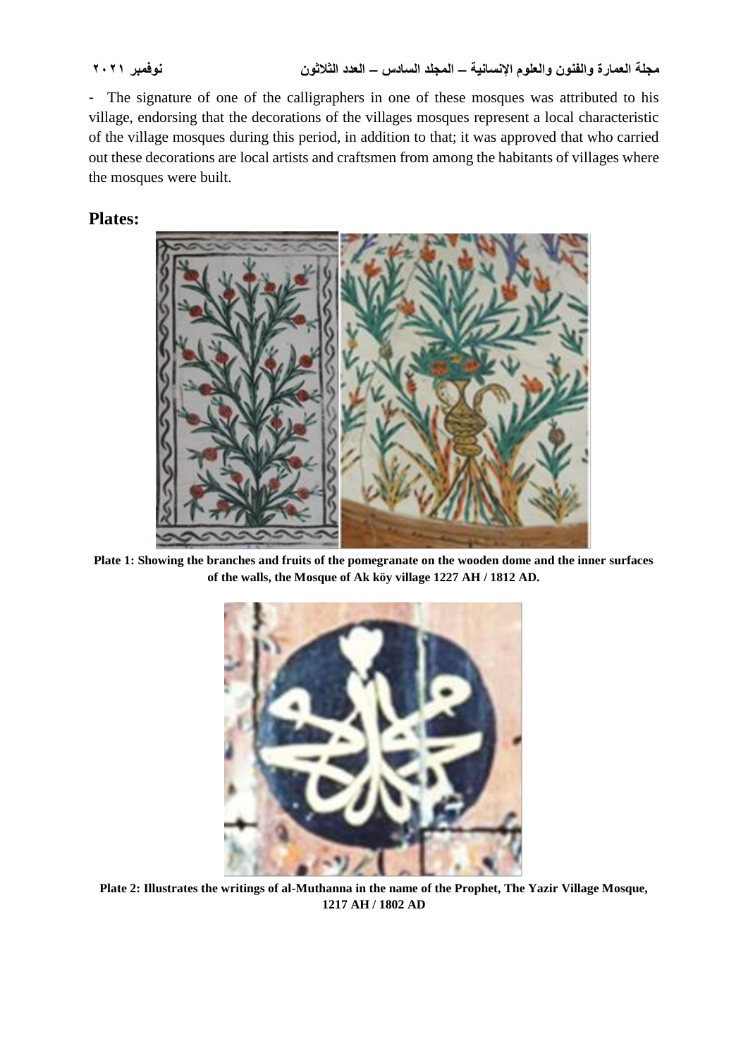- The signature of one of the calligraphers in one of these mosques was attributed to his village, endorsing that the decorations of the villages mosques represent a local characteristic of the village mosques during this period, in addition to that; it was approved that who carried out these decorations are local artists and craftsmen from among the habitants of villages where the mosques were built.

## Plates:

**Plate 1: Showing the branches and fruits of the pomegranate on the wooden dome and the inner surfaces of the walls, the Mosque of Ak köy village 1227 AH / 1812 AD.**

**Plate 2: Illustrates the writings of al-Muthanna in the name of the Prophet, The Yazir Village Mosque, 1217 AH / 1802 AD**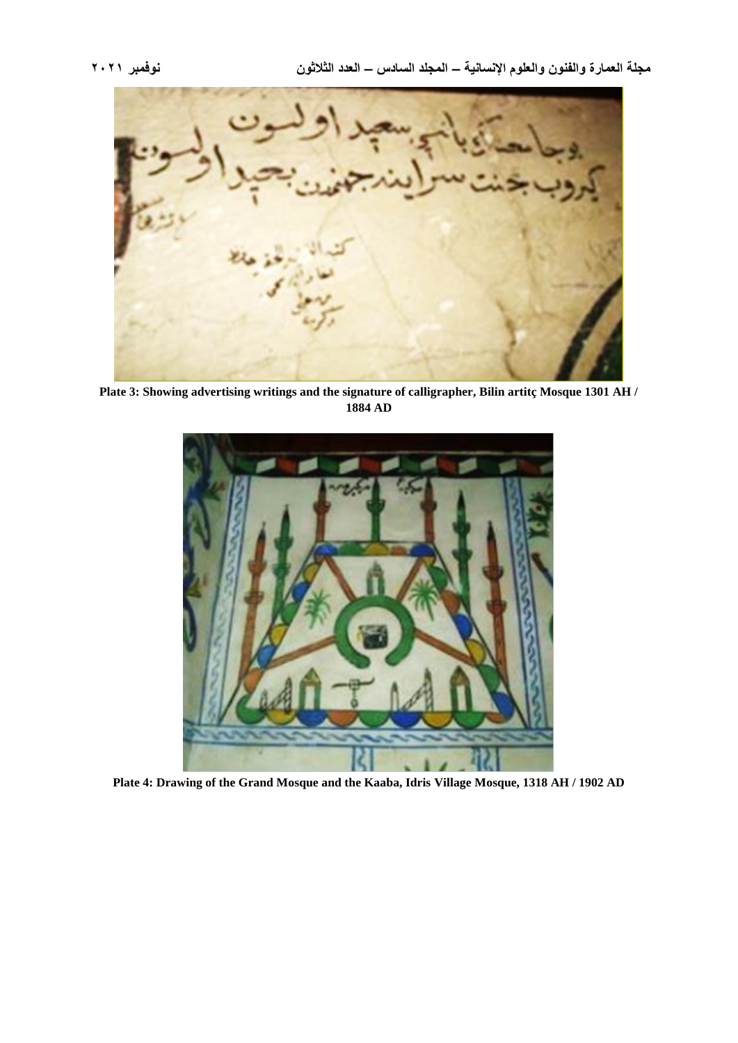Plate 3: Showing advertising writings and the signature of calligrapher, Bilin artitç Mosque 1301 AH / 1884 AD

Plate 4: Drawing of the Grand Mosque and the Kaaba, Idris Village Mosque, 1318 AH / 1902 AD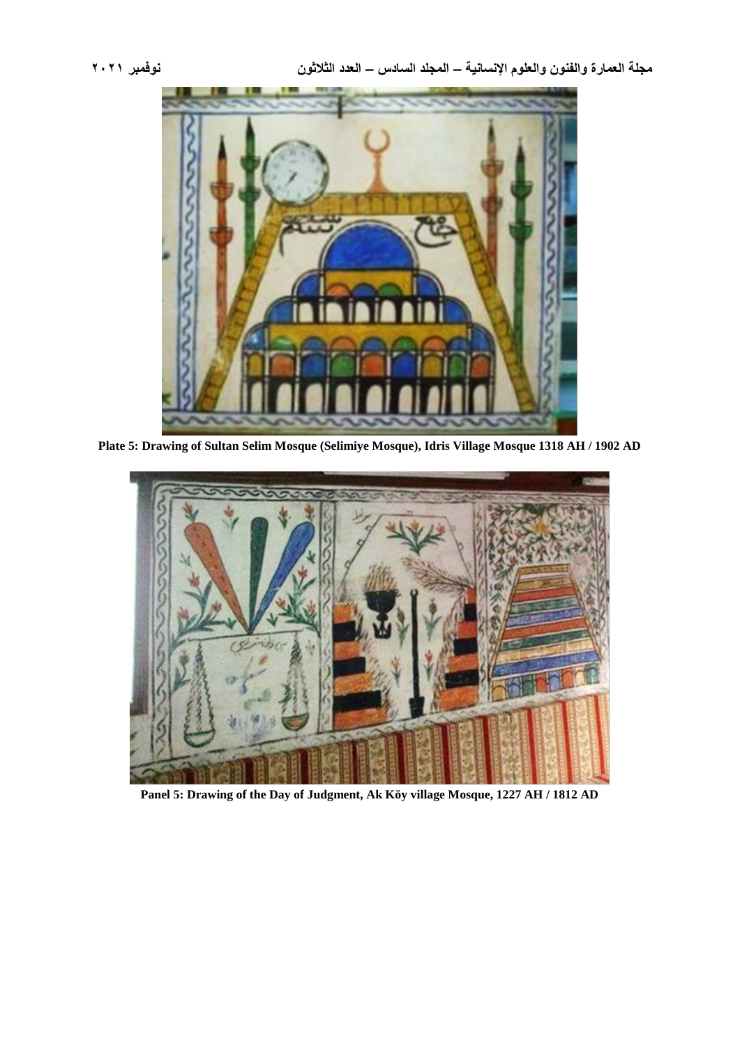Plate 5: Drawing of Sultan Selim Mosque (Selimiye Mosque), Idris Village Mosque 1318 AH / 1902 AD

Panel 5: Drawing of the Day of Judgment, Ak Köy village Mosque, 1227 AH / 1812 AD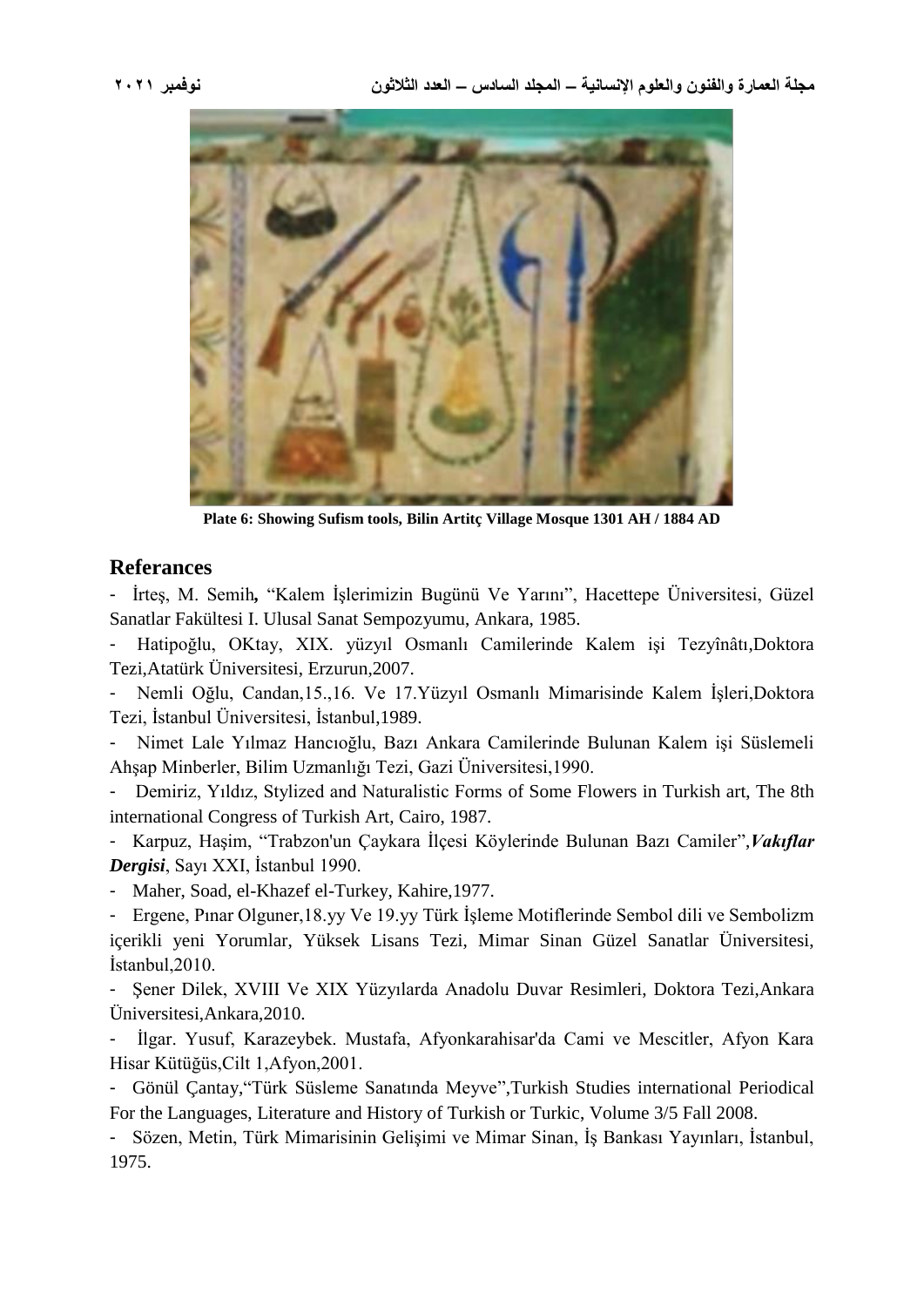Plate 6: Showing Sufism tools, Bilin Artitç Village Mosque 1301 AH / 1884 AD

## Referances

- İrteş, M. Semih**,** “Kalem İşlerimizin Bugünü Ve Yarını”, Hacettepe Üniversitesi, Güzel Sanatlar Fakültesi I. Ulusal Sanat Sempozyumu, Ankara, 1985.
- Hatipoğlu, OKtay, XIX. yüzyıl Osmanlı Camilerinde Kalem işi Tezyînâtı,Doktora Tezi,Atatürk Üniversitesi, Erzurun,2007.
- Nemli Oğlu, Candan,15.,16. Ve 17.Yüzyıl Osmanlı Mimarisinde Kalem İşleri,Doktora Tezi, İstanbul Üniversitesi, İstanbul,1989.
- Nimet Lale Yılmaz Hancıoğlu, Bazı Ankara Camilerinde Bulunan Kalem işi Süslemeli Ahşap Minberler, Bilim Uzmanlığı Tezi, Gazi Üniversitesi,1990.
- Demiriz, Yıldız, Stylized and Naturalistic Forms of Some Flowers in Turkish art, The 8th international Congress of Turkish Art, Cairo, 1987.
- Karpuz, Haşim, “Trabzon'un Çaykara İlçesi Köylerinde Bulunan Bazı Camiler”,***Vakıflar Dergisi***, Sayı XXI, İstanbul 1990.
- Maher, Soad, el-Khazef el-Turkey, Kahire,1977.
- Ergene, Pınar Olguner,18.yy Ve 19.yy Türk İşleme Motiflerinde Sembol dili ve Sembolizm içerikli yeni Yorumlar, Yüksek Lisans Tezi, Mimar Sinan Güzel Sanatlar Üniversitesi, İstanbul,2010.
- Şener Dilek, XVIII Ve XIX Yüzyılarda Anadolu Duvar Resimleri, Doktora Tezi,Ankara Üniversitesi,Ankara,2010.
- İlgar. Yusuf, Karazeybek. Mustafa, Afyonkarahisar'da Cami ve Mescitler, Afyon Kara Hisar Kütüğüs,Cilt 1,Afyon,2001.
- Gönül Çantay,“Türk Süsleme Sanatında Meyve”,Turkish Studies international Periodical For the Languages, Literature and History of Turkish or Turkic, Volume 3/5 Fall 2008.
- Sözen, Metin, Türk Mimarisinin Gelişimi ve Mimar Sinan, İş Bankası Yayınları, İstanbul, 1975.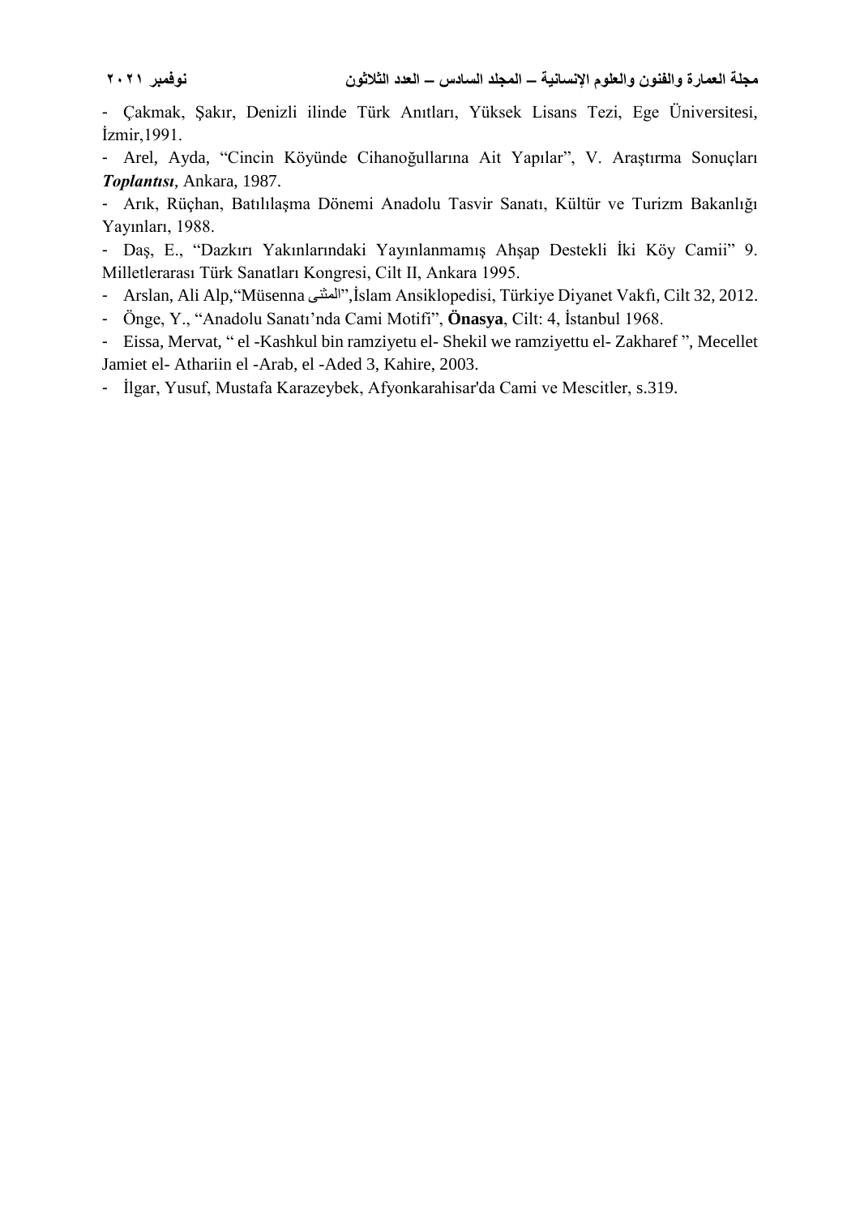- Çakmak, Şakır, Denizli ilinde Türk Anıtları, Yüksek Lisans Tezi, Ege Üniversitesi, İzmir,1991.

- Arel, Ayda, "Cincin Köyünde Cihanoğullarına Ait Yapılar", V. Araştırma Sonuçları ***Toplantısı***, Ankara, 1987.

- Arık, Rüçhan, Batılılaşma Dönemi Anadolu Tasvir Sanatı, Kültür ve Turizm Bakanlığı Yayınları, 1988.

- Daş, E., "Dazkırı Yakınlarındaki Yayınlanmamış Ahşap Destekli İki Köy Camii" 9. Milletlerarası Türk Sanatları Kongresi, Cilt II, Ankara 1995.

- Arslan, Ali Alp,"Müsenna المثنى",İslam Ansiklopedisi, Türkiye Diyanet Vakfı, Cilt 32, 2012.

- Önge, Y., "Anadolu Sanatı'nda Cami Motifi", **Önasya**, Cilt: 4, İstanbul 1968.

- Eissa, Mervat, " el -Kashkul bin ramziyetu el- Shekil we ramziyettu el- Zakharef ", Mecellet Jamiet el- Athariin el -Arab, el -Aded 3, Kahire, 2003.

- İlgar, Yusuf, Mustafa Karazeybek, Afyonkarahisar'da Cami ve Mescitler, s.319.